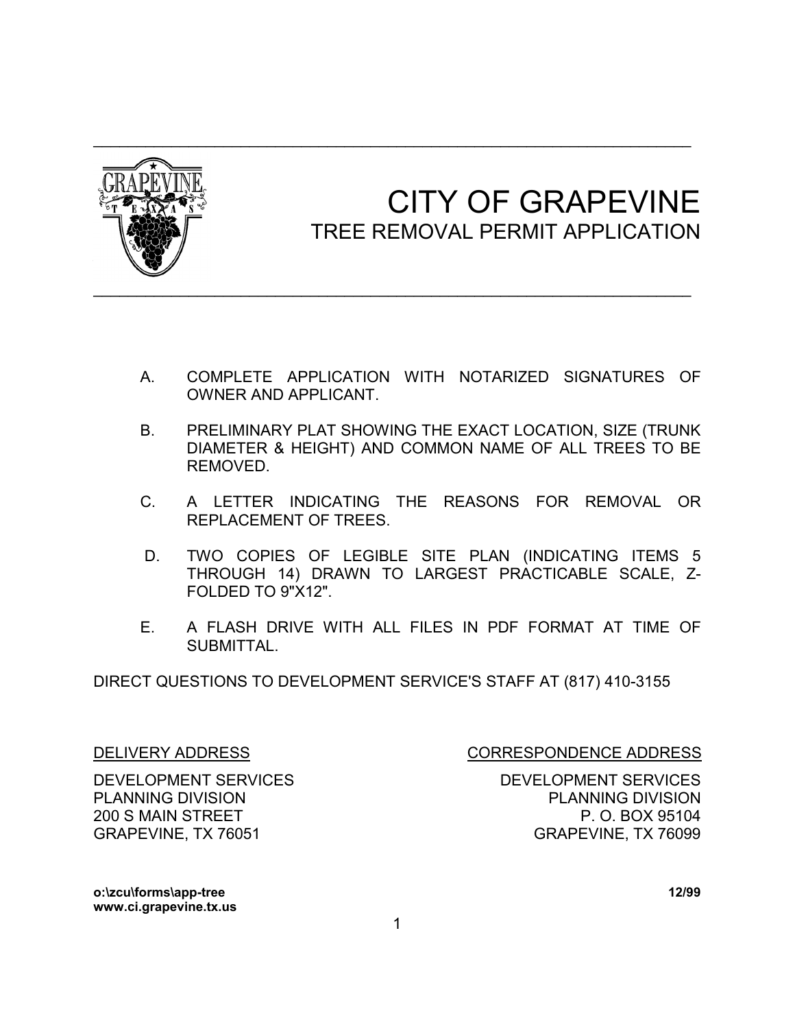# CITY OF GRAPEVINE

## TREE REMOVAL PERMIT APPLICATION

A. COMPLETE APPLICATION WITH NOTARIZED SIGNATURES OF OWNER AND APPLICANT.

B. PRELIMINARY PLAT SHOWING THE EXACT LOCATION, SIZE (TRUNK DIAMETER & HEIGHT) AND COMMON NAME OF ALL TREES TO BE REMOVED.

C. A LETTER INDICATING THE REASONS FOR REMOVAL OR REPLACEMENT OF TREES.

D. TWO COPIES OF LEGIBLE SITE PLAN (INDICATING ITEMS 5 THROUGH 14) DRAWN TO LARGEST PRACTICABLE SCALE, Z-FOLDED TO 9"X12".

E. A FLASH DRIVE WITH ALL FILES IN PDF FORMAT AT TIME OF SUBMITTAL.

DIRECT QUESTIONS TO DEVELOPMENT SERVICE'S STAFF AT (817) 410-3155

DELIVERY ADDRESS

DEVELOPMENT SERVICES
PLANNING DIVISION
200 S MAIN STREET
GRAPEVINE, TX 76051

CORRESPONDENCE ADDRESS

DEVELOPMENT SERVICES
PLANNING DIVISION
P. O. BOX 95104
GRAPEVINE, TX 76099

**o:\zcu\forms\app-tree** **12/99**
**www.ci.grapevine.tx.us**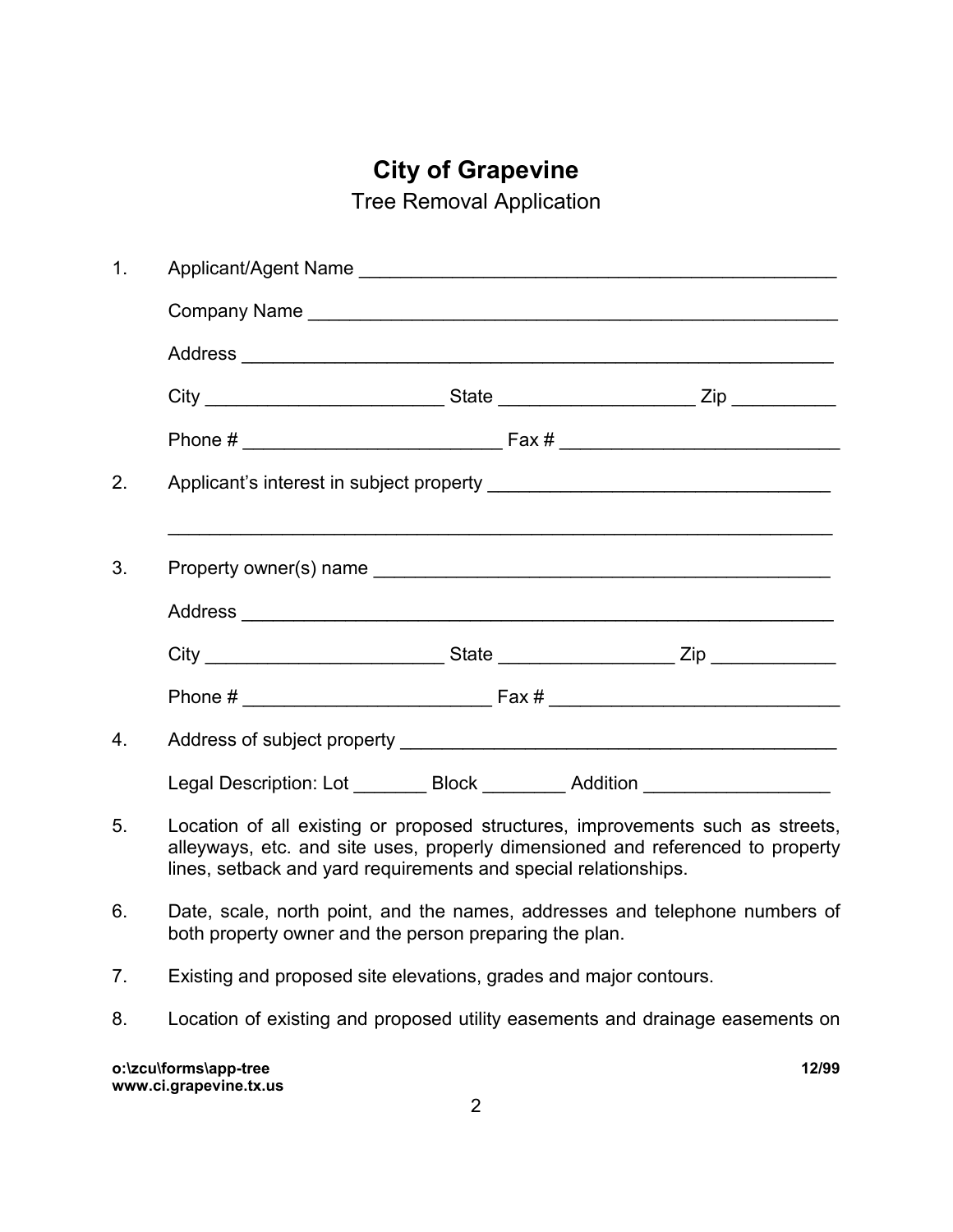# City of Grapevine

## Tree Removal Application

1. Applicant/Agent Name ______________________________________________

   Company Name ___________________________________________________

   Address ________________________________________________________

   City _______________________ State ___________________ Zip __________

   Phone # ________________________ Fax # ___________________________

2. Applicant's interest in subject property _________________________________

   ____________________________________________________________________

3. Property owner(s) name ____________________________________________

   Address ________________________________________________________

   City _______________________ State _________________ Zip ____________

   Phone # _______________________ Fax # ____________________________

4. Address of subject property __________________________________________

   Legal Description: Lot _______ Block ________ Addition _________________

5. Location of all existing or proposed structures, improvements such as streets, alleyways, etc. and site uses, properly dimensioned and referenced to property lines, setback and yard requirements and special relationships.

6. Date, scale, north point, and the names, addresses and telephone numbers of both property owner and the person preparing the plan.

7. Existing and proposed site elevations, grades and major contours.

8. Location of existing and proposed utility easements and drainage easements on

o:\zcu\forms\app-tree 12/99
www.ci.grapevine.tx.us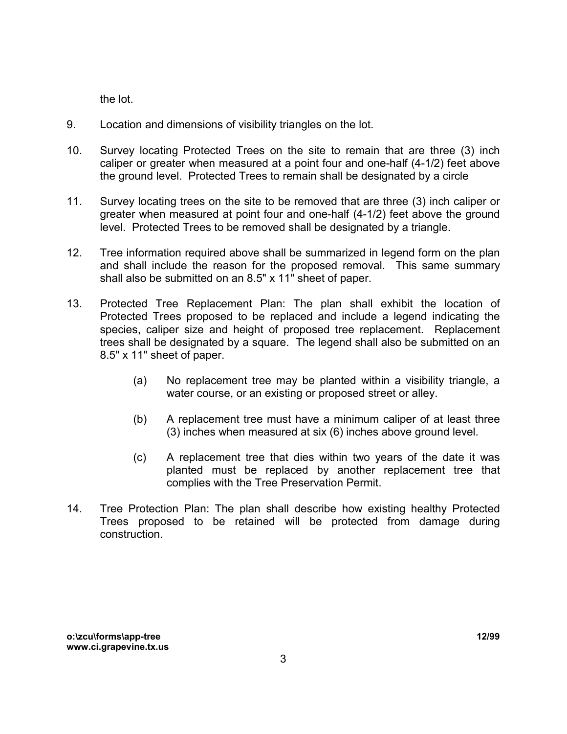the lot.

9. Location and dimensions of visibility triangles on the lot.

10. Survey locating Protected Trees on the site to remain that are three (3) inch caliper or greater when measured at a point four and one-half (4-1/2) feet above the ground level. Protected Trees to remain shall be designated by a circle

11. Survey locating trees on the site to be removed that are three (3) inch caliper or greater when measured at point four and one-half (4-1/2) feet above the ground level. Protected Trees to be removed shall be designated by a triangle.

12. Tree information required above shall be summarized in legend form on the plan and shall include the reason for the proposed removal. This same summary shall also be submitted on an 8.5" x 11" sheet of paper.

13. Protected Tree Replacement Plan: The plan shall exhibit the location of Protected Trees proposed to be replaced and include a legend indicating the species, caliper size and height of proposed tree replacement. Replacement trees shall be designated by a square. The legend shall also be submitted on an 8.5" x 11" sheet of paper.

    (a) No replacement tree may be planted within a visibility triangle, a water course, or an existing or proposed street or alley.

    (b) A replacement tree must have a minimum caliper of at least three (3) inches when measured at six (6) inches above ground level.

    (c) A replacement tree that dies within two years of the date it was planted must be replaced by another replacement tree that complies with the Tree Preservation Permit.

14. Tree Protection Plan: The plan shall describe how existing healthy Protected Trees proposed to be retained will be protected from damage during construction.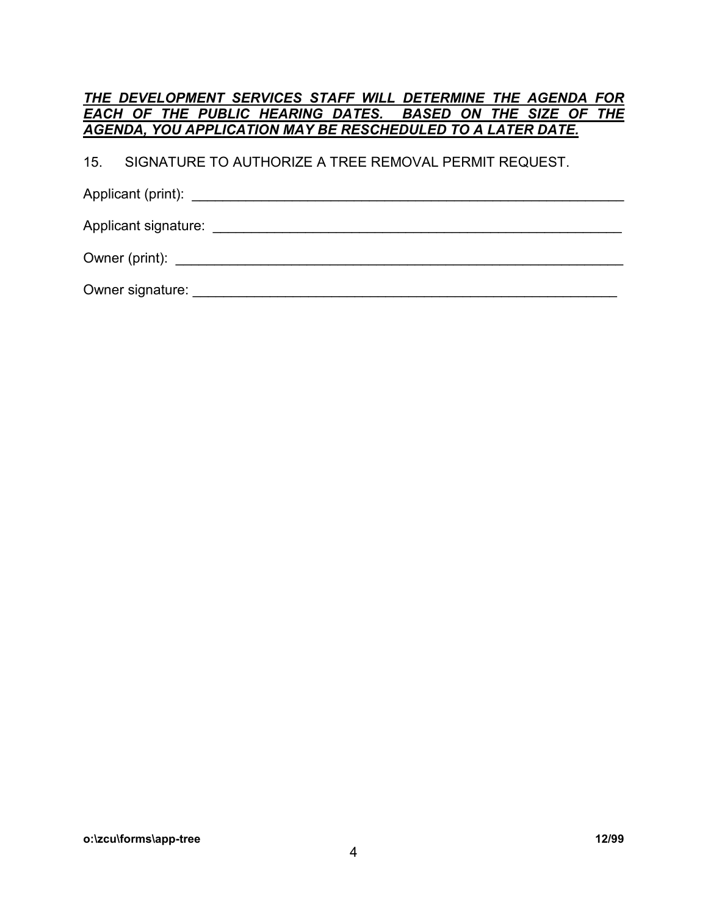***THE DEVELOPMENT SERVICES STAFF WILL DETERMINE THE AGENDA FOR EACH OF THE PUBLIC HEARING DATES. BASED ON THE SIZE OF THE AGENDA, YOU APPLICATION MAY BE RESCHEDULED TO A LATER DATE.***

15. SIGNATURE TO AUTHORIZE A TREE REMOVAL PERMIT REQUEST.

Applicant (print): ____________________________________________________________

Applicant signature: __________________________________________________________

Owner (print): _______________________________________________________________

Owner signature: _____________________________________________________________

**o:\zcu\forms\app-tree** **12/99**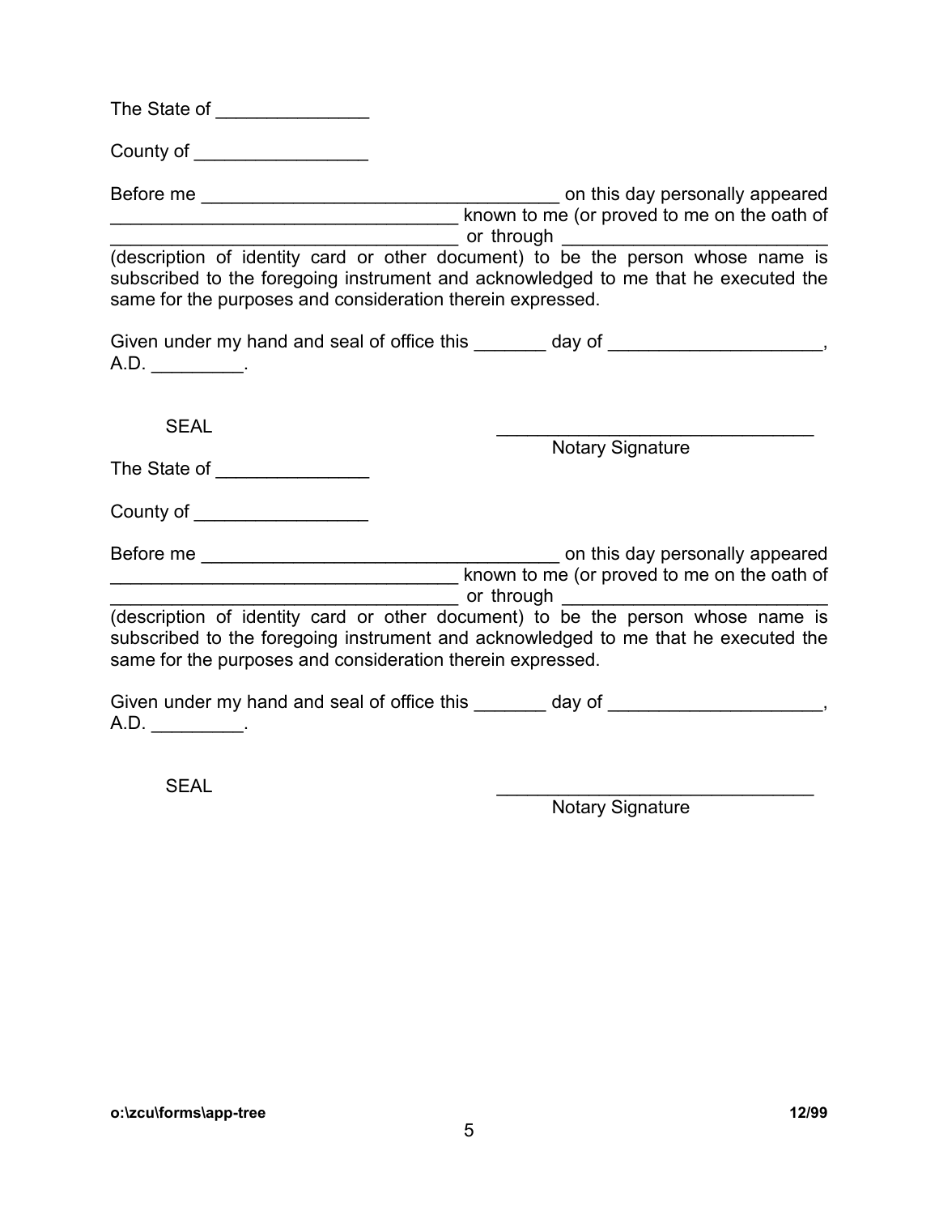The State of _______________

County of _________________

Before me ___________________________________ on this day personally appeared ___________________________________ known to me (or proved to me on the oath of ___________________________________ or through __________________________ (description of identity card or other document) to be the person whose name is subscribed to the foregoing instrument and acknowledged to me that he executed the same for the purposes and consideration therein expressed.

Given under my hand and seal of office this _______ day of _____________________, A.D. _________.

SEAL

_______________________________
Notary Signature

The State of _______________

County of _________________

Before me ___________________________________ on this day personally appeared ___________________________________ known to me (or proved to me on the oath of ___________________________________ or through __________________________ (description of identity card or other document) to be the person whose name is subscribed to the foregoing instrument and acknowledged to me that he executed the same for the purposes and consideration therein expressed.

Given under my hand and seal of office this _______ day of _____________________, A.D. _________.

SEAL

_______________________________
Notary Signature

**o:\zcu\forms\app-tree** **12/99**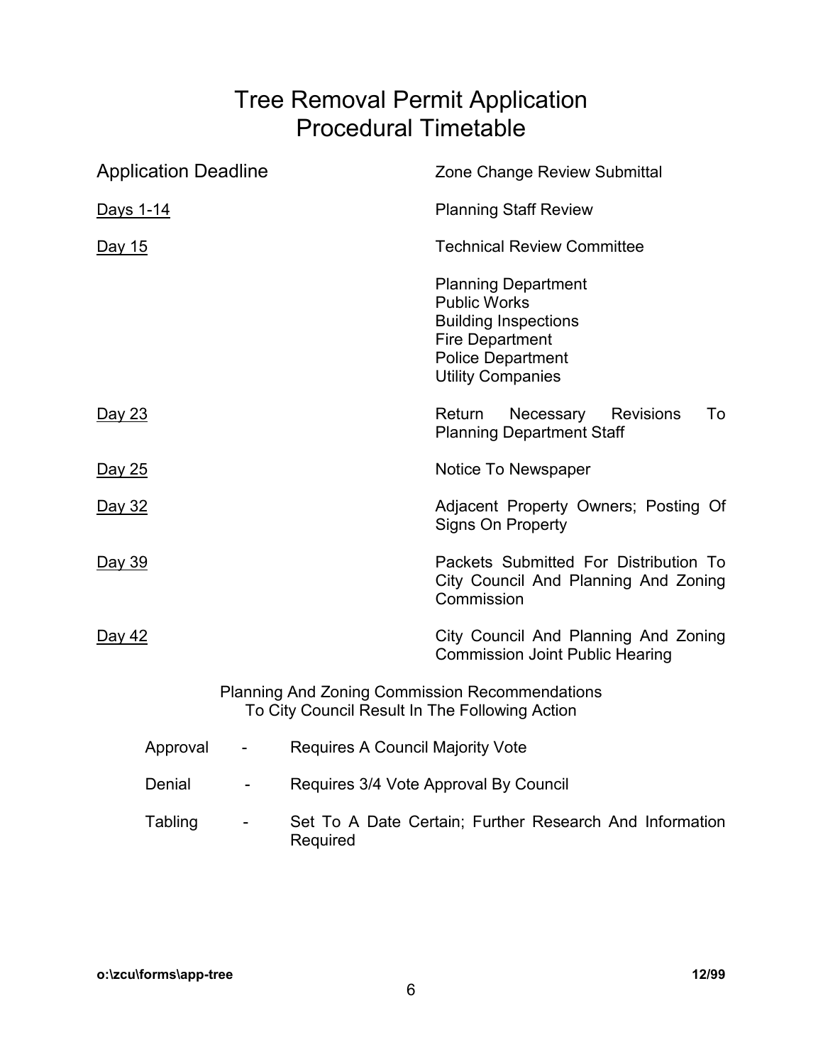# Tree Removal Permit Application
# Procedural Timetable

| | |
|---|---|
| Application Deadline | Zone Change Review Submittal |
| <u>Days 1-14</u> | Planning Staff Review |
| <u>Day 15</u> | Technical Review Committee<br><br>Planning Department<br>Public Works<br>Building Inspections<br>Fire Department<br>Police Department<br>Utility Companies |
| <u>Day 23</u> | Return Necessary Revisions To Planning Department Staff |
| <u>Day 25</u> | Notice To Newspaper |
| <u>Day 32</u> | Adjacent Property Owners; Posting Of Signs On Property |
| <u>Day 39</u> | Packets Submitted For Distribution To City Council And Planning And Zoning Commission |
| <u>Day 42</u> | City Council And Planning And Zoning Commission Joint Public Hearing |

Planning And Zoning Commission Recommendations To City Council Result In The Following Action

- Approval - Requires A Council Majority Vote
- Denial - Requires 3/4 Vote Approval By Council
- Tabling - Set To A Date Certain; Further Research And Information Required

o:\zcu\forms\app-tree 12/99